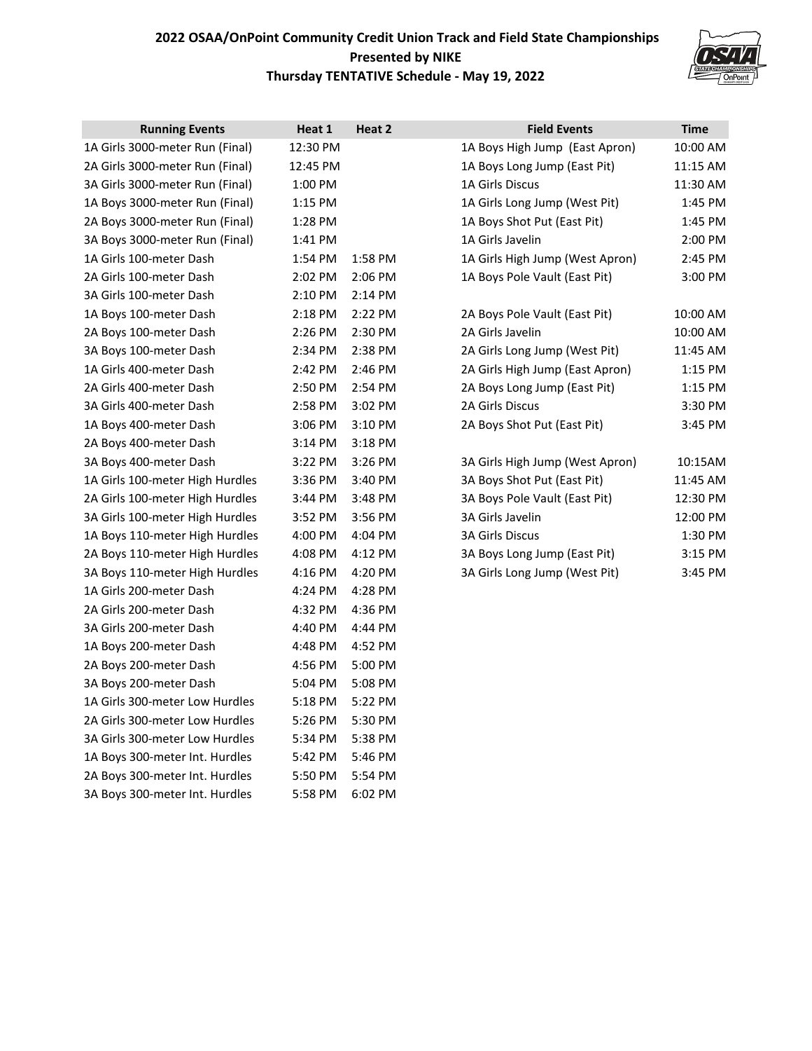# 2022 OSAA/OnPoint Community Credit Union Track and Field State Championships

## Presented by NIKE

## Thursday TENTATIVE Schedule - May 19, 2022

| Running Events | Heat 1 | Heat 2 |
|---|---|---|
| 1A Girls 3000-meter Run (Final) | 12:30 PM | |
| 2A Girls 3000-meter Run (Final) | 12:45 PM | |
| 3A Girls 3000-meter Run (Final) | 1:00 PM | |
| 1A Boys 3000-meter Run (Final) | 1:15 PM | |
| 2A Boys 3000-meter Run (Final) | 1:28 PM | |
| 3A Boys 3000-meter Run (Final) | 1:41 PM | |
| 1A Girls 100-meter Dash | 1:54 PM | 1:58 PM |
| 2A Girls 100-meter Dash | 2:02 PM | 2:06 PM |
| 3A Girls 100-meter Dash | 2:10 PM | 2:14 PM |
| 1A Boys 100-meter Dash | 2:18 PM | 2:22 PM |
| 2A Boys 100-meter Dash | 2:26 PM | 2:30 PM |
| 3A Boys 100-meter Dash | 2:34 PM | 2:38 PM |
| 1A Girls 400-meter Dash | 2:42 PM | 2:46 PM |
| 2A Girls 400-meter Dash | 2:50 PM | 2:54 PM |
| 3A Girls 400-meter Dash | 2:58 PM | 3:02 PM |
| 1A Boys 400-meter Dash | 3:06 PM | 3:10 PM |
| 2A Boys 400-meter Dash | 3:14 PM | 3:18 PM |
| 3A Boys 400-meter Dash | 3:22 PM | 3:26 PM |
| 1A Girls 100-meter High Hurdles | 3:36 PM | 3:40 PM |
| 2A Girls 100-meter High Hurdles | 3:44 PM | 3:48 PM |
| 3A Girls 100-meter High Hurdles | 3:52 PM | 3:56 PM |
| 1A Boys 110-meter High Hurdles | 4:00 PM | 4:04 PM |
| 2A Boys 110-meter High Hurdles | 4:08 PM | 4:12 PM |
| 3A Boys 110-meter High Hurdles | 4:16 PM | 4:20 PM |
| 1A Girls 200-meter Dash | 4:24 PM | 4:28 PM |
| 2A Girls 200-meter Dash | 4:32 PM | 4:36 PM |
| 3A Girls 200-meter Dash | 4:40 PM | 4:44 PM |
| 1A Boys 200-meter Dash | 4:48 PM | 4:52 PM |
| 2A Boys 200-meter Dash | 4:56 PM | 5:00 PM |
| 3A Boys 200-meter Dash | 5:04 PM | 5:08 PM |
| 1A Girls 300-meter Low Hurdles | 5:18 PM | 5:22 PM |
| 2A Girls 300-meter Low Hurdles | 5:26 PM | 5:30 PM |
| 3A Girls 300-meter Low Hurdles | 5:34 PM | 5:38 PM |
| 1A Boys 300-meter Int. Hurdles | 5:42 PM | 5:46 PM |
| 2A Boys 300-meter Int. Hurdles | 5:50 PM | 5:54 PM |
| 3A Boys 300-meter Int. Hurdles | 5:58 PM | 6:02 PM |

| Field Events | Time |
|---|---|
| 1A Boys High Jump (East Apron) | 10:00 AM |
| 1A Boys Long Jump (East Pit) | 11:15 AM |
| 1A Girls Discus | 11:30 AM |
| 1A Girls Long Jump (West Pit) | 1:45 PM |
| 1A Boys Shot Put (East Pit) | 1:45 PM |
| 1A Girls Javelin | 2:00 PM |
| 1A Girls High Jump (West Apron) | 2:45 PM |
| 1A Boys Pole Vault (East Pit) | 3:00 PM |
| | |
| 2A Boys Pole Vault (East Pit) | 10:00 AM |
| 2A Girls Javelin | 10:00 AM |
| 2A Girls Long Jump (West Pit) | 11:45 AM |
| 2A Girls High Jump (East Apron) | 1:15 PM |
| 2A Boys Long Jump (East Pit) | 1:15 PM |
| 2A Girls Discus | 3:30 PM |
| 2A Boys Shot Put (East Pit) | 3:45 PM |
| | |
| 3A Girls High Jump (West Apron) | 10:15AM |
| 3A Boys Shot Put (East Pit) | 11:45 AM |
| 3A Boys Pole Vault (East Pit) | 12:30 PM |
| 3A Girls Javelin | 12:00 PM |
| 3A Girls Discus | 1:30 PM |
| 3A Boys Long Jump (East Pit) | 3:15 PM |
| 3A Girls Long Jump (West Pit) | 3:45 PM |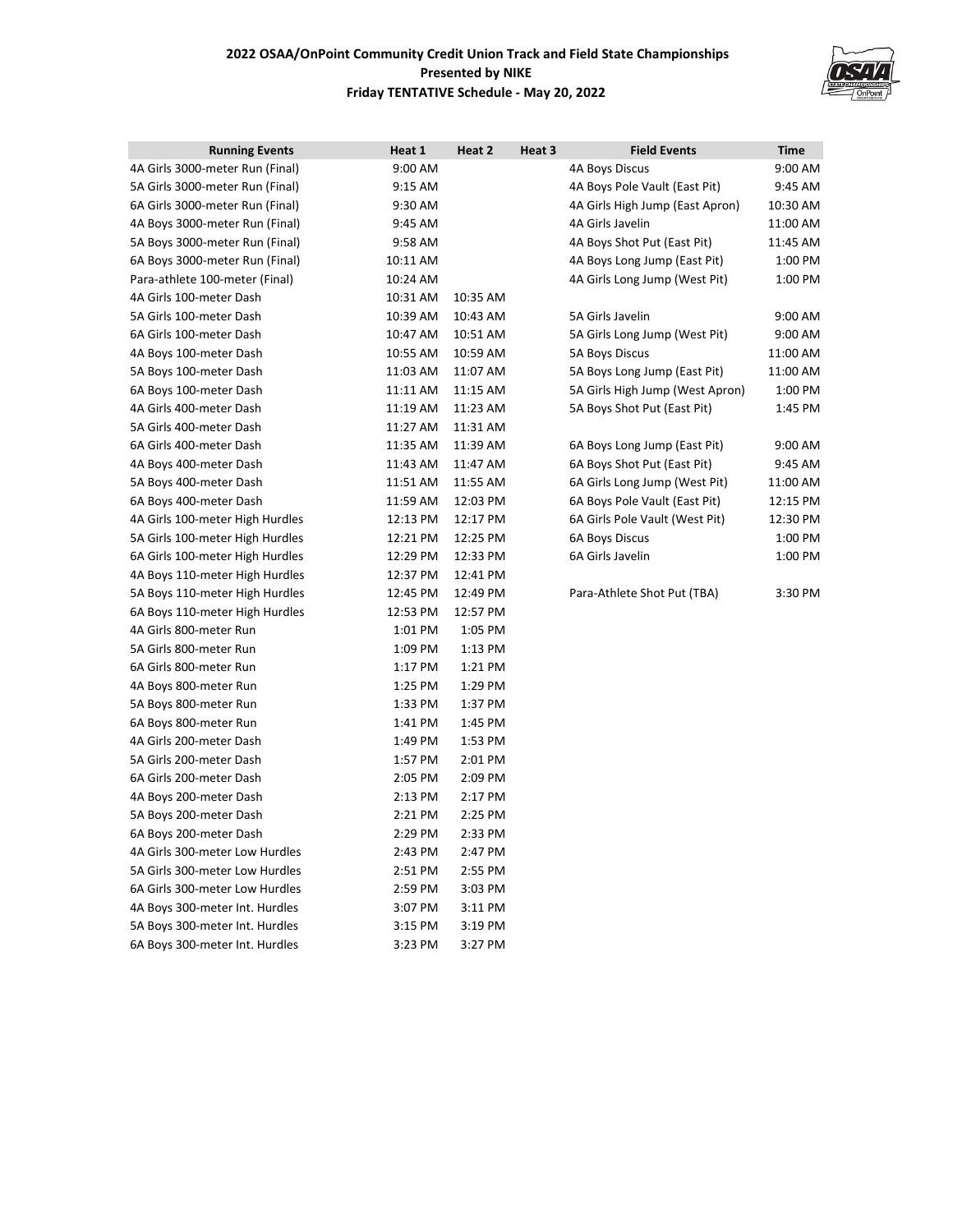**2022 OSAA/OnPoint Community Credit Union Track and Field State Championships**
**Presented by NIKE**
**Friday TENTATIVE Schedule - May 20, 2022**

| Running Events | Heat 1 | Heat 2 | Heat 3 | Field Events | Time |
|---|---|---|---|---|---|
| 4A Girls 3000-meter Run (Final) | 9:00 AM | | | 4A Boys Discus | 9:00 AM |
| 5A Girls 3000-meter Run (Final) | 9:15 AM | | | 4A Boys Pole Vault (East Pit) | 9:45 AM |
| 6A Girls 3000-meter Run (Final) | 9:30 AM | | | 4A Girls High Jump (East Apron) | 10:30 AM |
| 4A Boys 3000-meter Run (Final) | 9:45 AM | | | 4A Girls Javelin | 11:00 AM |
| 5A Boys 3000-meter Run (Final) | 9:58 AM | | | 4A Boys Shot Put (East Pit) | 11:45 AM |
| 6A Boys 3000-meter Run (Final) | 10:11 AM | | | 4A Boys Long Jump (East Pit) | 1:00 PM |
| Para-athlete 100-meter (Final) | 10:24 AM | | | 4A Girls Long Jump (West Pit) | 1:00 PM |
| 4A Girls 100-meter Dash | 10:31 AM | 10:35 AM | | | |
| 5A Girls 100-meter Dash | 10:39 AM | 10:43 AM | | 5A Girls Javelin | 9:00 AM |
| 6A Girls 100-meter Dash | 10:47 AM | 10:51 AM | | 5A Girls Long Jump (West Pit) | 9:00 AM |
| 4A Boys 100-meter Dash | 10:55 AM | 10:59 AM | | 5A Boys Discus | 11:00 AM |
| 5A Boys 100-meter Dash | 11:03 AM | 11:07 AM | | 5A Boys Long Jump (East Pit) | 11:00 AM |
| 6A Boys 100-meter Dash | 11:11 AM | 11:15 AM | | 5A Girls High Jump (West Apron) | 1:00 PM |
| 4A Girls 400-meter Dash | 11:19 AM | 11:23 AM | | 5A Boys Shot Put (East Pit) | 1:45 PM |
| 5A Girls 400-meter Dash | 11:27 AM | 11:31 AM | | | |
| 6A Girls 400-meter Dash | 11:35 AM | 11:39 AM | | 6A Boys Long Jump (East Pit) | 9:00 AM |
| 4A Boys 400-meter Dash | 11:43 AM | 11:47 AM | | 6A Boys Shot Put (East Pit) | 9:45 AM |
| 5A Boys 400-meter Dash | 11:51 AM | 11:55 AM | | 6A Girls Long Jump (West Pit) | 11:00 AM |
| 6A Boys 400-meter Dash | 11:59 AM | 12:03 PM | | 6A Boys Pole Vault (East Pit) | 12:15 PM |
| 4A Girls 100-meter High Hurdles | 12:13 PM | 12:17 PM | | 6A Girls Pole Vault (West Pit) | 12:30 PM |
| 5A Girls 100-meter High Hurdles | 12:21 PM | 12:25 PM | | 6A Boys Discus | 1:00 PM |
| 6A Girls 100-meter High Hurdles | 12:29 PM | 12:33 PM | | 6A Girls Javelin | 1:00 PM |
| 4A Boys 110-meter High Hurdles | 12:37 PM | 12:41 PM | | | |
| 5A Boys 110-meter High Hurdles | 12:45 PM | 12:49 PM | | Para-Athlete Shot Put (TBA) | 3:30 PM |
| 6A Boys 110-meter High Hurdles | 12:53 PM | 12:57 PM | | | |
| 4A Girls 800-meter Run | 1:01 PM | 1:05 PM | | | |
| 5A Girls 800-meter Run | 1:09 PM | 1:13 PM | | | |
| 6A Girls 800-meter Run | 1:17 PM | 1:21 PM | | | |
| 4A Boys 800-meter Run | 1:25 PM | 1:29 PM | | | |
| 5A Boys 800-meter Run | 1:33 PM | 1:37 PM | | | |
| 6A Boys 800-meter Run | 1:41 PM | 1:45 PM | | | |
| 4A Girls 200-meter Dash | 1:49 PM | 1:53 PM | | | |
| 5A Girls 200-meter Dash | 1:57 PM | 2:01 PM | | | |
| 6A Girls 200-meter Dash | 2:05 PM | 2:09 PM | | | |
| 4A Boys 200-meter Dash | 2:13 PM | 2:17 PM | | | |
| 5A Boys 200-meter Dash | 2:21 PM | 2:25 PM | | | |
| 6A Boys 200-meter Dash | 2:29 PM | 2:33 PM | | | |
| 4A Girls 300-meter Low Hurdles | 2:43 PM | 2:47 PM | | | |
| 5A Girls 300-meter Low Hurdles | 2:51 PM | 2:55 PM | | | |
| 6A Girls 300-meter Low Hurdles | 2:59 PM | 3:03 PM | | | |
| 4A Boys 300-meter Int. Hurdles | 3:07 PM | 3:11 PM | | | |
| 5A Boys 300-meter Int. Hurdles | 3:15 PM | 3:19 PM | | | |
| 6A Boys 300-meter Int. Hurdles | 3:23 PM | 3:27 PM | | | |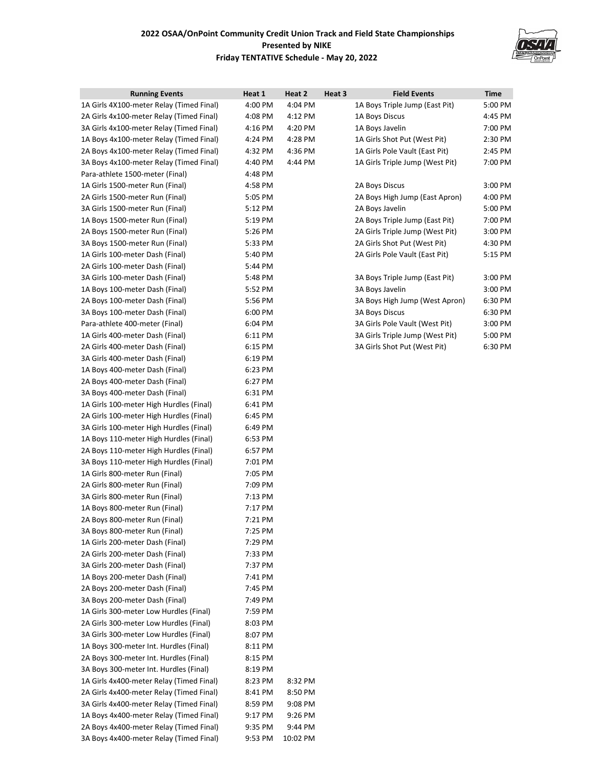## 2022 OSAA/OnPoint Community Credit Union Track and Field State Championships
## Presented by NIKE
## Friday TENTATIVE Schedule - May 20, 2022

| Running Events | Heat 1 | Heat 2 | Heat 3 |
|---|---|---|---|
| 1A Girls 4X100-meter Relay (Timed Final) | 4:00 PM | 4:04 PM | |
| 2A Girls 4x100-meter Relay (Timed Final) | 4:08 PM | 4:12 PM | |
| 3A Girls 4x100-meter Relay (Timed Final) | 4:16 PM | 4:20 PM | |
| 1A Boys 4x100-meter Relay (Timed Final) | 4:24 PM | 4:28 PM | |
| 2A Boys 4x100-meter Relay (Timed Final) | 4:32 PM | 4:36 PM | |
| 3A Boys 4x100-meter Relay (Timed Final) | 4:40 PM | 4:44 PM | |
| Para-athlete 1500-meter (Final) | 4:48 PM | | |
| 1A Girls 1500-meter Run (Final) | 4:58 PM | | |
| 2A Girls 1500-meter Run (Final) | 5:05 PM | | |
| 3A Girls 1500-meter Run (Final) | 5:12 PM | | |
| 1A Boys 1500-meter Run (Final) | 5:19 PM | | |
| 2A Boys 1500-meter Run (Final) | 5:26 PM | | |
| 3A Boys 1500-meter Run (Final) | 5:33 PM | | |
| 1A Girls 100-meter Dash (Final) | 5:40 PM | | |
| 2A Girls 100-meter Dash (Final) | 5:44 PM | | |
| 3A Girls 100-meter Dash (Final) | 5:48 PM | | |
| 1A Boys 100-meter Dash (Final) | 5:52 PM | | |
| 2A Boys 100-meter Dash (Final) | 5:56 PM | | |
| 3A Boys 100-meter Dash (Final) | 6:00 PM | | |
| Para-athlete 400-meter (Final) | 6:04 PM | | |
| 1A Girls 400-meter Dash (Final) | 6:11 PM | | |
| 2A Girls 400-meter Dash (Final) | 6:15 PM | | |
| 3A Girls 400-meter Dash (Final) | 6:19 PM | | |
| 1A Boys 400-meter Dash (Final) | 6:23 PM | | |
| 2A Boys 400-meter Dash (Final) | 6:27 PM | | |
| 3A Boys 400-meter Dash (Final) | 6:31 PM | | |
| 1A Girls 100-meter High Hurdles (Final) | 6:41 PM | | |
| 2A Girls 100-meter High Hurdles (Final) | 6:45 PM | | |
| 3A Girls 100-meter High Hurdles (Final) | 6:49 PM | | |
| 1A Boys 110-meter High Hurdles (Final) | 6:53 PM | | |
| 2A Boys 110-meter High Hurdles (Final) | 6:57 PM | | |
| 3A Boys 110-meter High Hurdles (Final) | 7:01 PM | | |
| 1A Girls 800-meter Run (Final) | 7:05 PM | | |
| 2A Girls 800-meter Run (Final) | 7:09 PM | | |
| 3A Girls 800-meter Run (Final) | 7:13 PM | | |
| 1A Boys 800-meter Run (Final) | 7:17 PM | | |
| 2A Boys 800-meter Run (Final) | 7:21 PM | | |
| 3A Boys 800-meter Run (Final) | 7:25 PM | | |
| 1A Girls 200-meter Dash (Final) | 7:29 PM | | |
| 2A Girls 200-meter Dash (Final) | 7:33 PM | | |
| 3A Girls 200-meter Dash (Final) | 7:37 PM | | |
| 1A Boys 200-meter Dash (Final) | 7:41 PM | | |
| 2A Boys 200-meter Dash (Final) | 7:45 PM | | |
| 3A Boys 200-meter Dash (Final) | 7:49 PM | | |
| 1A Girls 300-meter Low Hurdles (Final) | 7:59 PM | | |
| 2A Girls 300-meter Low Hurdles (Final) | 8:03 PM | | |
| 3A Girls 300-meter Low Hurdles (Final) | 8:07 PM | | |
| 1A Boys 300-meter Int. Hurdles (Final) | 8:11 PM | | |
| 2A Boys 300-meter Int. Hurdles (Final) | 8:15 PM | | |
| 3A Boys 300-meter Int. Hurdles (Final) | 8:19 PM | | |
| 1A Girls 4x400-meter Relay (Timed Final) | 8:23 PM | 8:32 PM | |
| 2A Girls 4x400-meter Relay (Timed Final) | 8:41 PM | 8:50 PM | |
| 3A Girls 4x400-meter Relay (Timed Final) | 8:59 PM | 9:08 PM | |
| 1A Boys 4x400-meter Relay (Timed Final) | 9:17 PM | 9:26 PM | |
| 2A Boys 4x400-meter Relay (Timed Final) | 9:35 PM | 9:44 PM | |
| 3A Boys 4x400-meter Relay (Timed Final) | 9:53 PM | 10:02 PM | |

| Field Events | Time |
|---|---|
| 1A Boys Triple Jump (East Pit) | 5:00 PM |
| 1A Boys Discus | 4:45 PM |
| 1A Boys Javelin | 7:00 PM |
| 1A Girls Shot Put (West Pit) | 2:30 PM |
| 1A Girls Pole Vault (East Pit) | 2:45 PM |
| 1A Girls Triple Jump (West Pit) | 7:00 PM |
| | |
| 2A Boys Discus | 3:00 PM |
| 2A Boys High Jump (East Apron) | 4:00 PM |
| 2A Boys Javelin | 5:00 PM |
| 2A Boys Triple Jump (East Pit) | 7:00 PM |
| 2A Girls Triple Jump (West Pit) | 3:00 PM |
| 2A Girls Shot Put (West Pit) | 4:30 PM |
| 2A Girls Pole Vault (East Pit) | 5:15 PM |
| | |
| 3A Boys Triple Jump (East Pit) | 3:00 PM |
| 3A Boys Javelin | 3:00 PM |
| 3A Boys High Jump (West Apron) | 6:30 PM |
| 3A Boys Discus | 6:30 PM |
| 3A Girls Pole Vault (West Pit) | 3:00 PM |
| 3A Girls Triple Jump (West Pit) | 5:00 PM |
| 3A Girls Shot Put (West Pit) | 6:30 PM |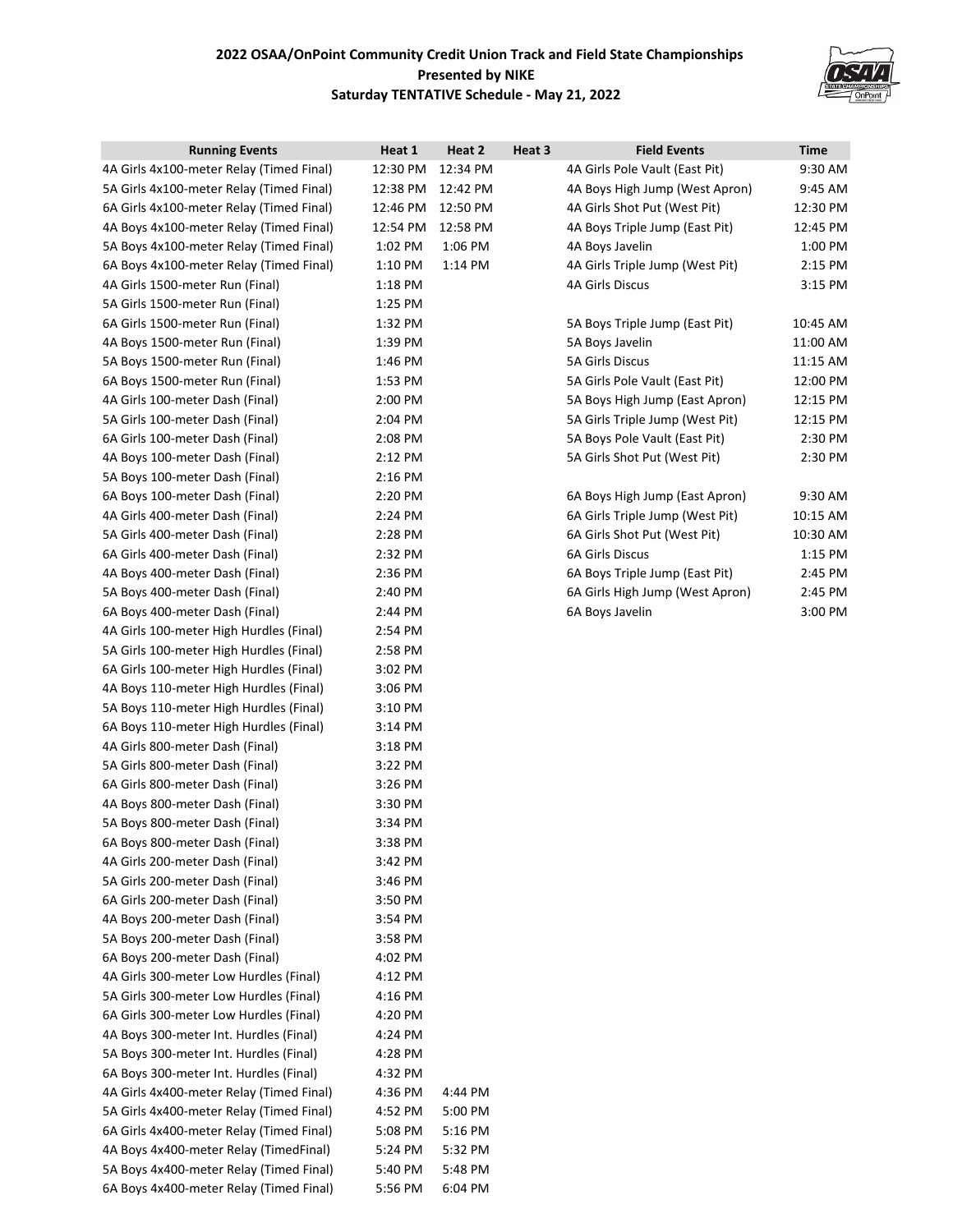**2022 OSAA/OnPoint Community Credit Union Track and Field State Championships**
**Presented by NIKE**
**Saturday TENTATIVE Schedule - May 21, 2022**

| Running Events | Heat 1 | Heat 2 | Heat 3 |
|---|---|---|---|
| 4A Girls 4x100-meter Relay (Timed Final) | 12:30 PM | 12:34 PM | |
| 5A Girls 4x100-meter Relay (Timed Final) | 12:38 PM | 12:42 PM | |
| 6A Girls 4x100-meter Relay (Timed Final) | 12:46 PM | 12:50 PM | |
| 4A Boys 4x100-meter Relay (Timed Final) | 12:54 PM | 12:58 PM | |
| 5A Boys 4x100-meter Relay (Timed Final) | 1:02 PM | 1:06 PM | |
| 6A Boys 4x100-meter Relay (Timed Final) | 1:10 PM | 1:14 PM | |
| 4A Girls 1500-meter Run (Final) | 1:18 PM | | |
| 5A Girls 1500-meter Run (Final) | 1:25 PM | | |
| 6A Girls 1500-meter Run (Final) | 1:32 PM | | |
| 4A Boys 1500-meter Run (Final) | 1:39 PM | | |
| 5A Boys 1500-meter Run (Final) | 1:46 PM | | |
| 6A Boys 1500-meter Run (Final) | 1:53 PM | | |
| 4A Girls 100-meter Dash (Final) | 2:00 PM | | |
| 5A Girls 100-meter Dash (Final) | 2:04 PM | | |
| 6A Girls 100-meter Dash (Final) | 2:08 PM | | |
| 4A Boys 100-meter Dash (Final) | 2:12 PM | | |
| 5A Boys 100-meter Dash (Final) | 2:16 PM | | |
| 6A Boys 100-meter Dash (Final) | 2:20 PM | | |
| 4A Girls 400-meter Dash (Final) | 2:24 PM | | |
| 5A Girls 400-meter Dash (Final) | 2:28 PM | | |
| 6A Girls 400-meter Dash (Final) | 2:32 PM | | |
| 4A Boys 400-meter Dash (Final) | 2:36 PM | | |
| 5A Boys 400-meter Dash (Final) | 2:40 PM | | |
| 6A Boys 400-meter Dash (Final) | 2:44 PM | | |
| 4A Girls 100-meter High Hurdles (Final) | 2:54 PM | | |
| 5A Girls 100-meter High Hurdles (Final) | 2:58 PM | | |
| 6A Girls 100-meter High Hurdles (Final) | 3:02 PM | | |
| 4A Boys 110-meter High Hurdles (Final) | 3:06 PM | | |
| 5A Boys 110-meter High Hurdles (Final) | 3:10 PM | | |
| 6A Boys 110-meter High Hurdles (Final) | 3:14 PM | | |
| 4A Girls 800-meter Dash (Final) | 3:18 PM | | |
| 5A Girls 800-meter Dash (Final) | 3:22 PM | | |
| 6A Girls 800-meter Dash (Final) | 3:26 PM | | |
| 4A Boys 800-meter Dash (Final) | 3:30 PM | | |
| 5A Boys 800-meter Dash (Final) | 3:34 PM | | |
| 6A Boys 800-meter Dash (Final) | 3:38 PM | | |
| 4A Girls 200-meter Dash (Final) | 3:42 PM | | |
| 5A Girls 200-meter Dash (Final) | 3:46 PM | | |
| 6A Girls 200-meter Dash (Final) | 3:50 PM | | |
| 4A Boys 200-meter Dash (Final) | 3:54 PM | | |
| 5A Boys 200-meter Dash (Final) | 3:58 PM | | |
| 6A Boys 200-meter Dash (Final) | 4:02 PM | | |
| 4A Girls 300-meter Low Hurdles (Final) | 4:12 PM | | |
| 5A Girls 300-meter Low Hurdles (Final) | 4:16 PM | | |
| 6A Girls 300-meter Low Hurdles (Final) | 4:20 PM | | |
| 4A Boys 300-meter Int. Hurdles (Final) | 4:24 PM | | |
| 5A Boys 300-meter Int. Hurdles (Final) | 4:28 PM | | |
| 6A Boys 300-meter Int. Hurdles (Final) | 4:32 PM | | |
| 4A Girls 4x400-meter Relay (Timed Final) | 4:36 PM | 4:44 PM | |
| 5A Girls 4x400-meter Relay (Timed Final) | 4:52 PM | 5:00 PM | |
| 6A Girls 4x400-meter Relay (Timed Final) | 5:08 PM | 5:16 PM | |
| 4A Boys 4x400-meter Relay (TimedFinal) | 5:24 PM | 5:32 PM | |
| 5A Boys 4x400-meter Relay (Timed Final) | 5:40 PM | 5:48 PM | |
| 6A Boys 4x400-meter Relay (Timed Final) | 5:56 PM | 6:04 PM | |

| Field Events | Time |
|---|---|
| 4A Girls Pole Vault (East Pit) | 9:30 AM |
| 4A Boys High Jump (West Apron) | 9:45 AM |
| 4A Girls Shot Put (West Pit) | 12:30 PM |
| 4A Boys Triple Jump (East Pit) | 12:45 PM |
| 4A Boys Javelin | 1:00 PM |
| 4A Girls Triple Jump (West Pit) | 2:15 PM |
| 4A Girls Discus | 3:15 PM |
| | |
| 5A Boys Triple Jump (East Pit) | 10:45 AM |
| 5A Boys Javelin | 11:00 AM |
| 5A Girls Discus | 11:15 AM |
| 5A Girls Pole Vault (East Pit) | 12:00 PM |
| 5A Boys High Jump (East Apron) | 12:15 PM |
| 5A Girls Triple Jump (West Pit) | 12:15 PM |
| 5A Boys Pole Vault (East Pit) | 2:30 PM |
| 5A Girls Shot Put (West Pit) | 2:30 PM |
| | |
| 6A Boys High Jump (East Apron) | 9:30 AM |
| 6A Girls Triple Jump (West Pit) | 10:15 AM |
| 6A Girls Shot Put (West Pit) | 10:30 AM |
| 6A Girls Discus | 1:15 PM |
| 6A Boys Triple Jump (East Pit) | 2:45 PM |
| 6A Girls High Jump (West Apron) | 2:45 PM |
| 6A Boys Javelin | 3:00 PM |